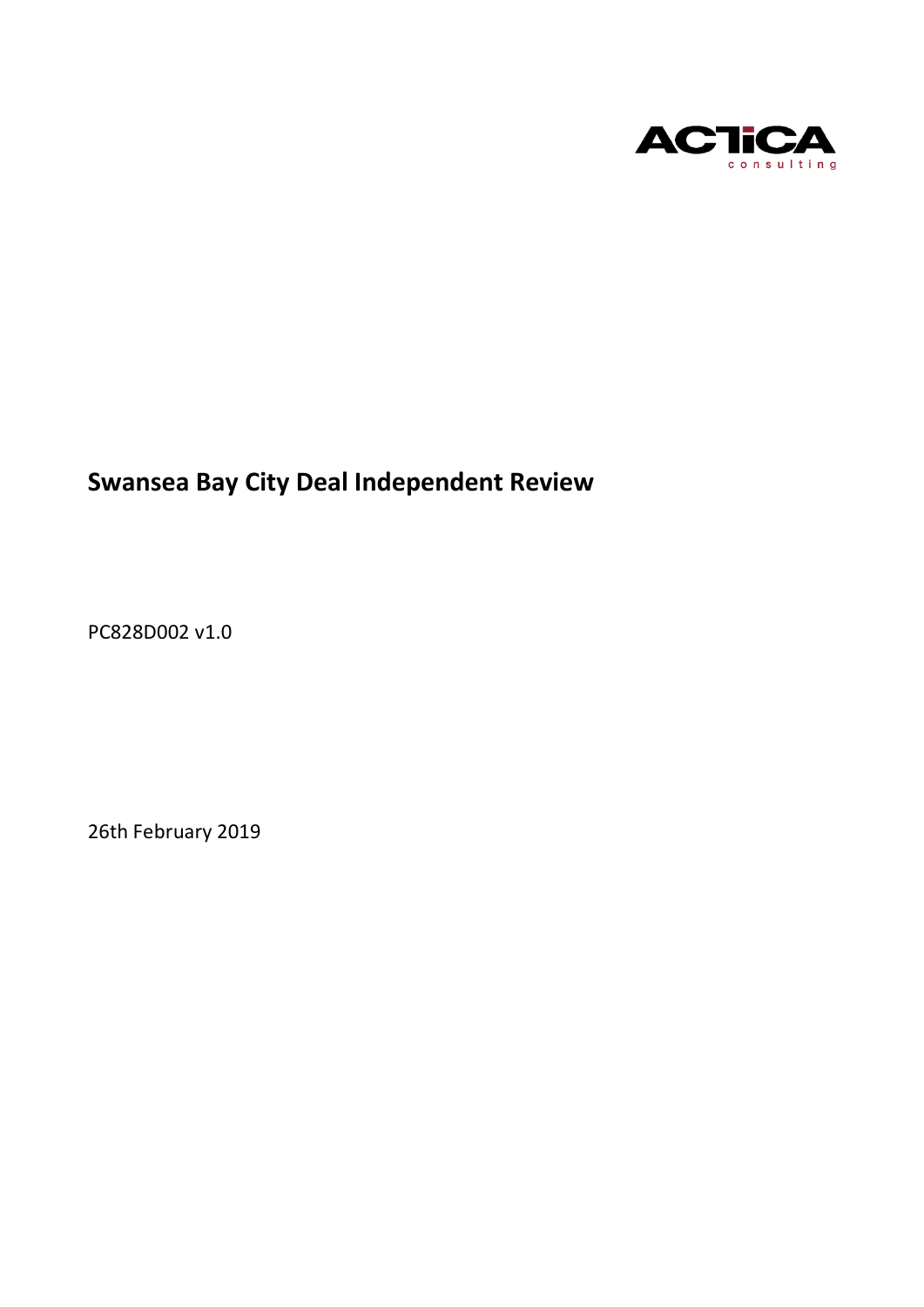ACTICA consulting

# Swansea Bay City Deal Independent Review

PC828D002 v1.0

26th February 2019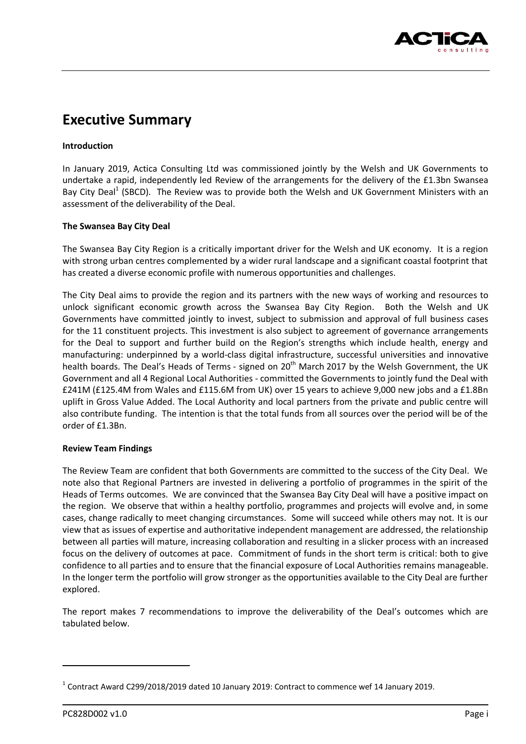# Executive Summary

**Introduction**

In January 2019, Actica Consulting Ltd was commissioned jointly by the Welsh and UK Governments to undertake a rapid, independently led Review of the arrangements for the delivery of the £1.3bn Swansea Bay City Deal[1] (SBCD). The Review was to provide both the Welsh and UK Government Ministers with an assessment of the deliverability of the Deal.

**The Swansea Bay City Deal**

The Swansea Bay City Region is a critically important driver for the Welsh and UK economy. It is a region with strong urban centres complemented by a wider rural landscape and a significant coastal footprint that has created a diverse economic profile with numerous opportunities and challenges.

The City Deal aims to provide the region and its partners with the new ways of working and resources to unlock significant economic growth across the Swansea Bay City Region. Both the Welsh and UK Governments have committed jointly to invest, subject to submission and approval of full business cases for the 11 constituent projects. This investment is also subject to agreement of governance arrangements for the Deal to support and further build on the Region's strengths which include health, energy and manufacturing: underpinned by a world-class digital infrastructure, successful universities and innovative health boards. The Deal's Heads of Terms - signed on 20th March 2017 by the Welsh Government, the UK Government and all 4 Regional Local Authorities - committed the Governments to jointly fund the Deal with £241M (£125.4M from Wales and £115.6M from UK) over 15 years to achieve 9,000 new jobs and a £1.8Bn uplift in Gross Value Added. The Local Authority and local partners from the private and public centre will also contribute funding. The intention is that the total funds from all sources over the period will be of the order of £1.3Bn.

**Review Team Findings**

The Review Team are confident that both Governments are committed to the success of the City Deal. We note also that Regional Partners are invested in delivering a portfolio of programmes in the spirit of the Heads of Terms outcomes. We are convinced that the Swansea Bay City Deal will have a positive impact on the region. We observe that within a healthy portfolio, programmes and projects will evolve and, in some cases, change radically to meet changing circumstances. Some will succeed while others may not. It is our view that as issues of expertise and authoritative independent management are addressed, the relationship between all parties will mature, increasing collaboration and resulting in a slicker process with an increased focus on the delivery of outcomes at pace. Commitment of funds in the short term is critical: both to give confidence to all parties and to ensure that the financial exposure of Local Authorities remains manageable. In the longer term the portfolio will grow stronger as the opportunities available to the City Deal are further explored.

The report makes 7 recommendations to improve the deliverability of the Deal's outcomes which are tabulated below.

[1] Contract Award C299/2018/2019 dated 10 January 2019: Contract to commence wef 14 January 2019.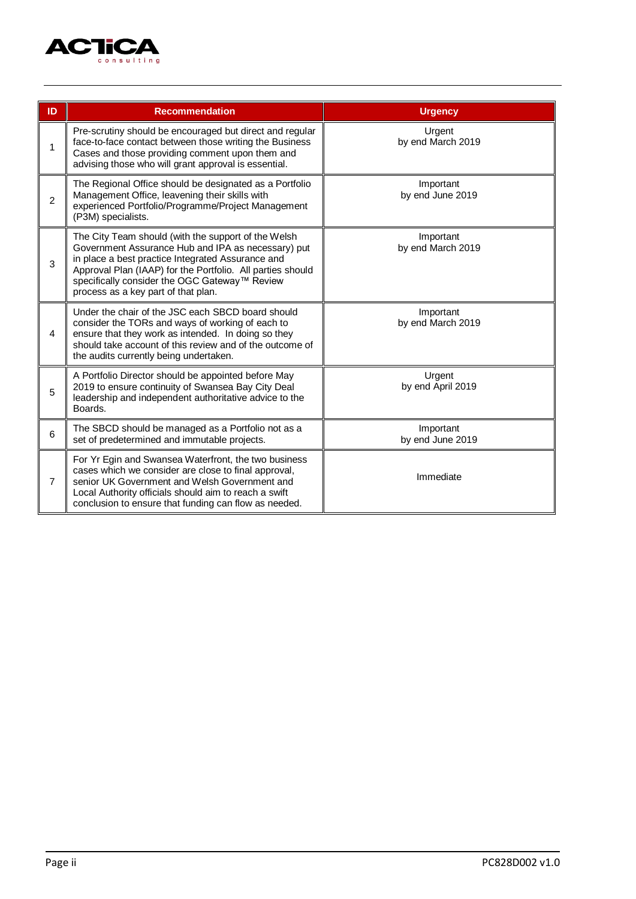| ID | Recommendation | Urgency |
|---|---|---|
| 1 | Pre-scrutiny should be encouraged but direct and regular face-to-face contact between those writing the Business Cases and those providing comment upon them and advising those who will grant approval is essential. | Urgent by end March 2019 |
| 2 | The Regional Office should be designated as a Portfolio Management Office, leavening their skills with experienced Portfolio/Programme/Project Management (P3M) specialists. | Important by end June 2019 |
| 3 | The City Team should (with the support of the Welsh Government Assurance Hub and IPA as necessary) put in place a best practice Integrated Assurance and Approval Plan (IAAP) for the Portfolio. All parties should specifically consider the OGC Gateway™ Review process as a key part of that plan. | Important by end March 2019 |
| 4 | Under the chair of the JSC each SBCD board should consider the TORs and ways of working of each to ensure that they work as intended. In doing so they should take account of this review and of the outcome of the audits currently being undertaken. | Important by end March 2019 |
| 5 | A Portfolio Director should be appointed before May 2019 to ensure continuity of Swansea Bay City Deal leadership and independent authoritative advice to the Boards. | Urgent by end April 2019 |
| 6 | The SBCD should be managed as a Portfolio not as a set of predetermined and immutable projects. | Important by end June 2019 |
| 7 | For Yr Egin and Swansea Waterfront, the two business cases which we consider are close to final approval, senior UK Government and Welsh Government and Local Authority officials should aim to reach a swift conclusion to ensure that funding can flow as needed. | Immediate |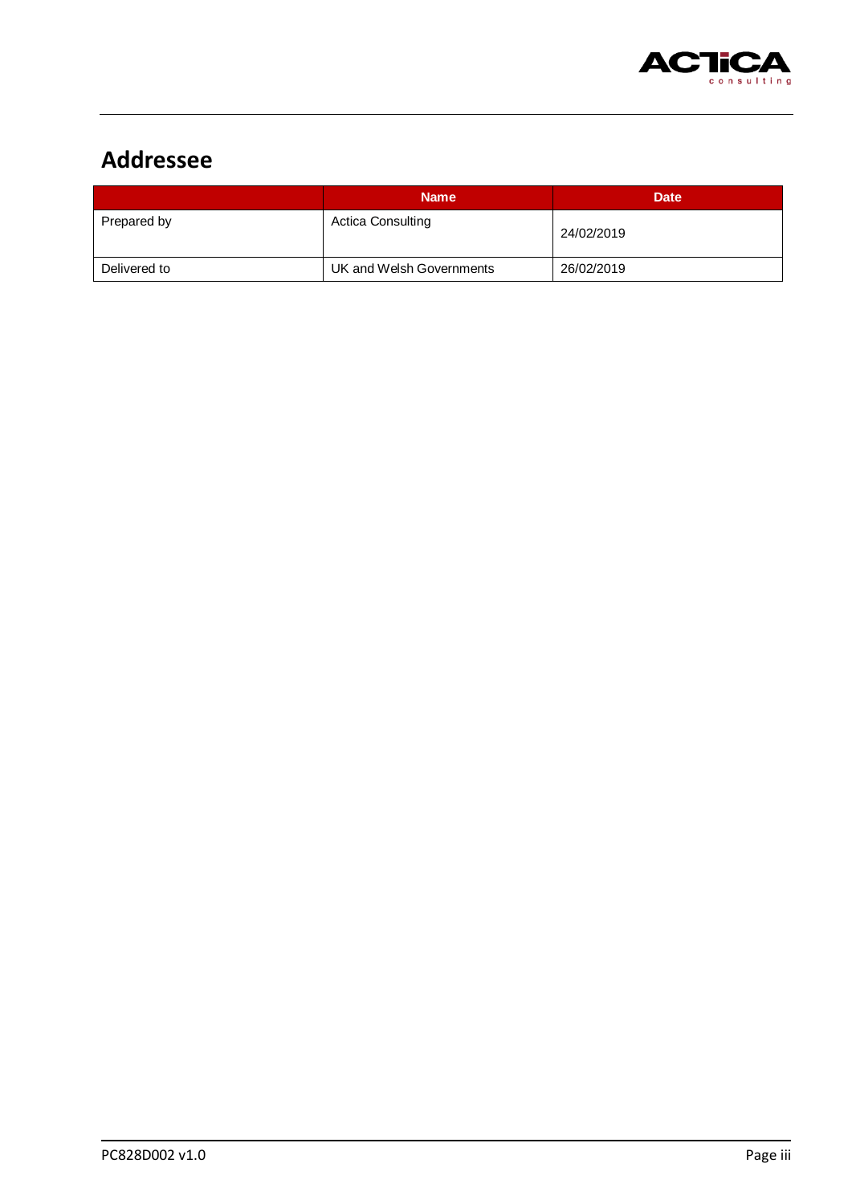## Addressee

| | Name | Date |
|---|---|---|
| Prepared by | Actica Consulting | 24/02/2019 |
| Delivered to | UK and Welsh Governments | 26/02/2019 |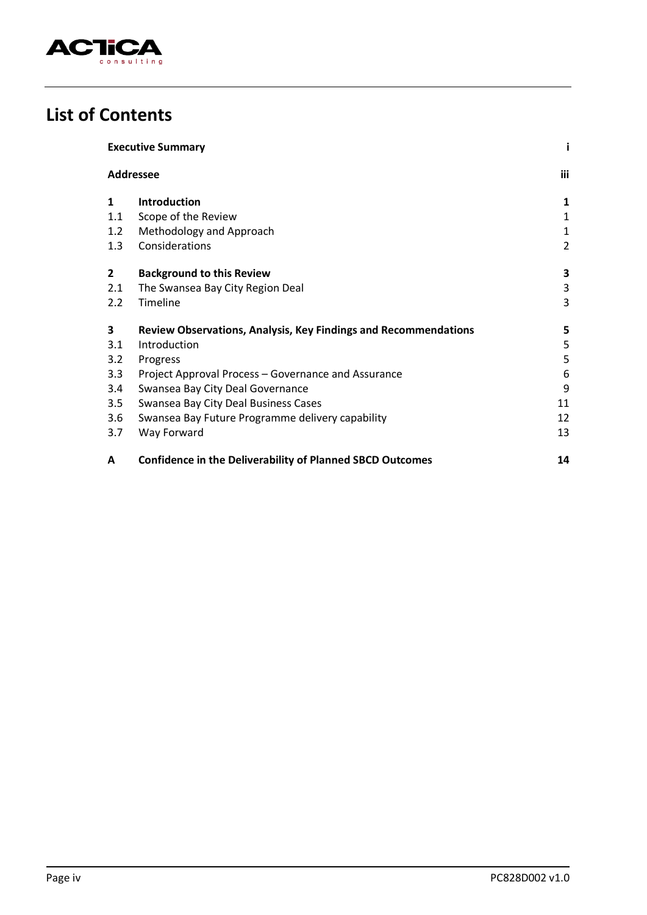# List of Contents

| | | |
|---|---|---|
| | **Executive Summary** | **i** |
| | **Addressee** | **iii** |
| **1** | **Introduction** | **1** |
| 1.1 | Scope of the Review | 1 |
| 1.2 | Methodology and Approach | 1 |
| 1.3 | Considerations | 2 |
| **2** | **Background to this Review** | **3** |
| 2.1 | The Swansea Bay City Region Deal | 3 |
| 2.2 | Timeline | 3 |
| **3** | **Review Observations, Analysis, Key Findings and Recommendations** | **5** |
| 3.1 | Introduction | 5 |
| 3.2 | Progress | 5 |
| 3.3 | Project Approval Process – Governance and Assurance | 6 |
| 3.4 | Swansea Bay City Deal Governance | 9 |
| 3.5 | Swansea Bay City Deal Business Cases | 11 |
| 3.6 | Swansea Bay Future Programme delivery capability | 12 |
| 3.7 | Way Forward | 13 |
| **A** | **Confidence in the Deliverability of Planned SBCD Outcomes** | **14** |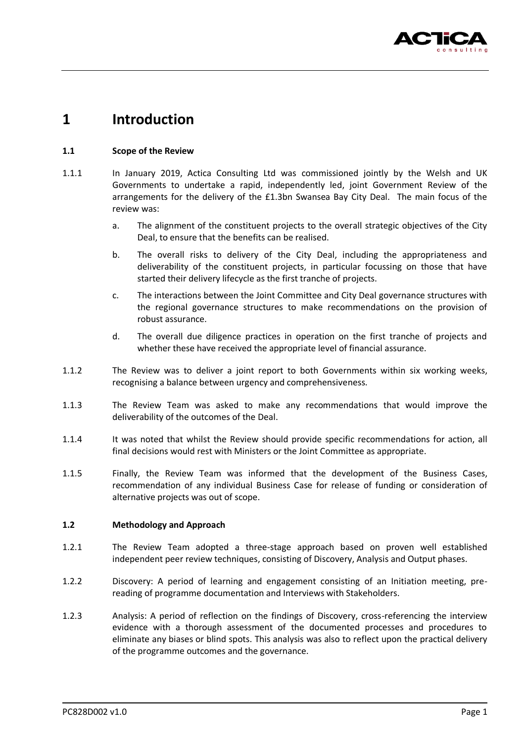# 1 Introduction

## 1.1 Scope of the Review

1.1.1 In January 2019, Actica Consulting Ltd was commissioned jointly by the Welsh and UK Governments to undertake a rapid, independently led, joint Government Review of the arrangements for the delivery of the £1.3bn Swansea Bay City Deal. The main focus of the review was:

a. The alignment of the constituent projects to the overall strategic objectives of the City Deal, to ensure that the benefits can be realised.

b. The overall risks to delivery of the City Deal, including the appropriateness and deliverability of the constituent projects, in particular focussing on those that have started their delivery lifecycle as the first tranche of projects.

c. The interactions between the Joint Committee and City Deal governance structures with the regional governance structures to make recommendations on the provision of robust assurance.

d. The overall due diligence practices in operation on the first tranche of projects and whether these have received the appropriate level of financial assurance.

1.1.2 The Review was to deliver a joint report to both Governments within six working weeks, recognising a balance between urgency and comprehensiveness.

1.1.3 The Review Team was asked to make any recommendations that would improve the deliverability of the outcomes of the Deal.

1.1.4 It was noted that whilst the Review should provide specific recommendations for action, all final decisions would rest with Ministers or the Joint Committee as appropriate.

1.1.5 Finally, the Review Team was informed that the development of the Business Cases, recommendation of any individual Business Case for release of funding or consideration of alternative projects was out of scope.

## 1.2 Methodology and Approach

1.2.1 The Review Team adopted a three-stage approach based on proven well established independent peer review techniques, consisting of Discovery, Analysis and Output phases.

1.2.2 Discovery: A period of learning and engagement consisting of an Initiation meeting, pre-reading of programme documentation and Interviews with Stakeholders.

1.2.3 Analysis: A period of reflection on the findings of Discovery, cross-referencing the interview evidence with a thorough assessment of the documented processes and procedures to eliminate any biases or blind spots. This analysis was also to reflect upon the practical delivery of the programme outcomes and the governance.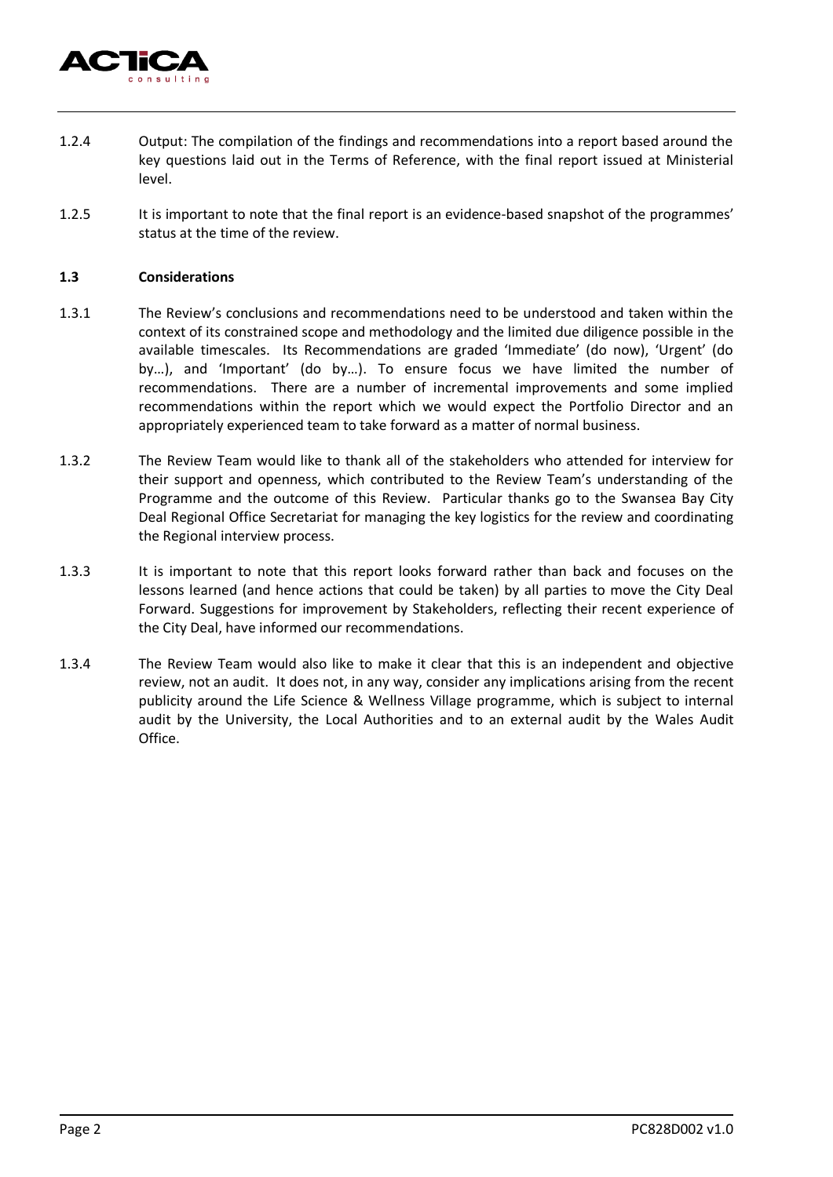1.2.4 Output: The compilation of the findings and recommendations into a report based around the key questions laid out in the Terms of Reference, with the final report issued at Ministerial level.

1.2.5 It is important to note that the final report is an evidence-based snapshot of the programmes' status at the time of the review.

### 1.3 Considerations

1.3.1 The Review's conclusions and recommendations need to be understood and taken within the context of its constrained scope and methodology and the limited due diligence possible in the available timescales. Its Recommendations are graded 'Immediate' (do now), 'Urgent' (do by…), and 'Important' (do by…). To ensure focus we have limited the number of recommendations. There are a number of incremental improvements and some implied recommendations within the report which we would expect the Portfolio Director and an appropriately experienced team to take forward as a matter of normal business.

1.3.2 The Review Team would like to thank all of the stakeholders who attended for interview for their support and openness, which contributed to the Review Team's understanding of the Programme and the outcome of this Review. Particular thanks go to the Swansea Bay City Deal Regional Office Secretariat for managing the key logistics for the review and coordinating the Regional interview process.

1.3.3 It is important to note that this report looks forward rather than back and focuses on the lessons learned (and hence actions that could be taken) by all parties to move the City Deal Forward. Suggestions for improvement by Stakeholders, reflecting their recent experience of the City Deal, have informed our recommendations.

1.3.4 The Review Team would also like to make it clear that this is an independent and objective review, not an audit. It does not, in any way, consider any implications arising from the recent publicity around the Life Science & Wellness Village programme, which is subject to internal audit by the University, the Local Authorities and to an external audit by the Wales Audit Office.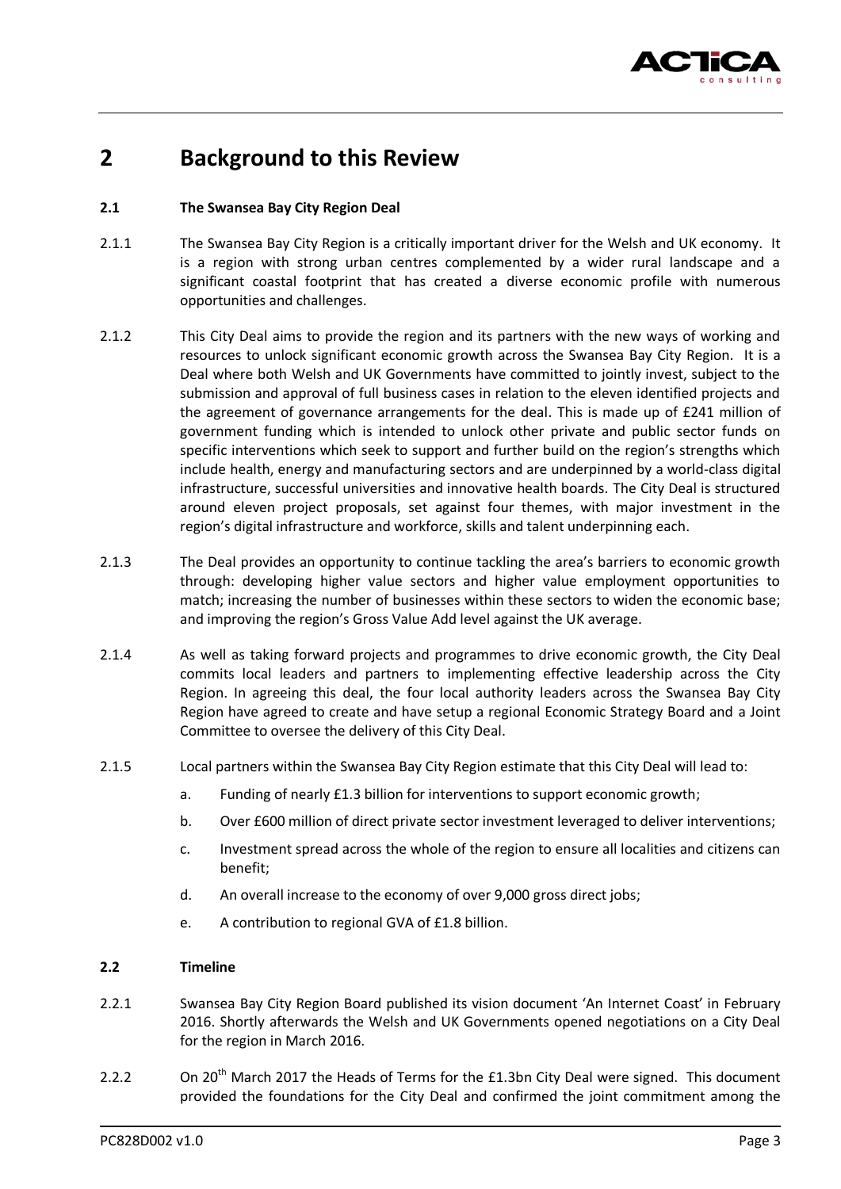# 2 Background to this Review

## 2.1 The Swansea Bay City Region Deal

2.1.1 The Swansea Bay City Region is a critically important driver for the Welsh and UK economy. It is a region with strong urban centres complemented by a wider rural landscape and a significant coastal footprint that has created a diverse economic profile with numerous opportunities and challenges.

2.1.2 This City Deal aims to provide the region and its partners with the new ways of working and resources to unlock significant economic growth across the Swansea Bay City Region. It is a Deal where both Welsh and UK Governments have committed to jointly invest, subject to the submission and approval of full business cases in relation to the eleven identified projects and the agreement of governance arrangements for the deal. This is made up of £241 million of government funding which is intended to unlock other private and public sector funds on specific interventions which seek to support and further build on the region's strengths which include health, energy and manufacturing sectors and are underpinned by a world-class digital infrastructure, successful universities and innovative health boards. The City Deal is structured around eleven project proposals, set against four themes, with major investment in the region's digital infrastructure and workforce, skills and talent underpinning each.

2.1.3 The Deal provides an opportunity to continue tackling the area's barriers to economic growth through: developing higher value sectors and higher value employment opportunities to match; increasing the number of businesses within these sectors to widen the economic base; and improving the region's Gross Value Add level against the UK average.

2.1.4 As well as taking forward projects and programmes to drive economic growth, the City Deal commits local leaders and partners to implementing effective leadership across the City Region. In agreeing this deal, the four local authority leaders across the Swansea Bay City Region have agreed to create and have setup a regional Economic Strategy Board and a Joint Committee to oversee the delivery of this City Deal.

2.1.5 Local partners within the Swansea Bay City Region estimate that this City Deal will lead to:

a. Funding of nearly £1.3 billion for interventions to support economic growth;

b. Over £600 million of direct private sector investment leveraged to deliver interventions;

c. Investment spread across the whole of the region to ensure all localities and citizens can benefit;

d. An overall increase to the economy of over 9,000 gross direct jobs;

e. A contribution to regional GVA of £1.8 billion.

## 2.2 Timeline

2.2.1 Swansea Bay City Region Board published its vision document 'An Internet Coast' in February 2016. Shortly afterwards the Welsh and UK Governments opened negotiations on a City Deal for the region in March 2016.

2.2.2 On 20th March 2017 the Heads of Terms for the £1.3bn City Deal were signed. This document provided the foundations for the City Deal and confirmed the joint commitment among the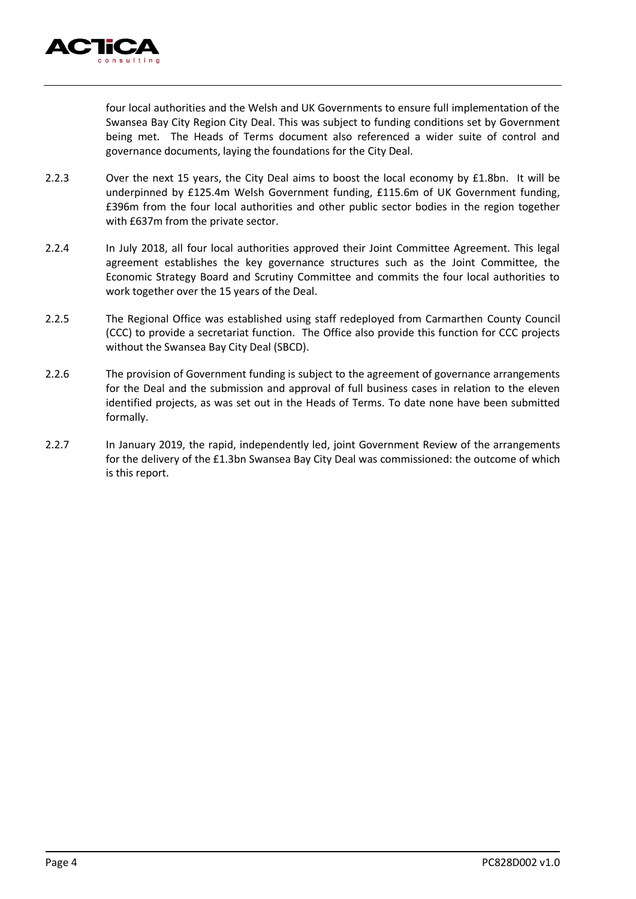four local authorities and the Welsh and UK Governments to ensure full implementation of the Swansea Bay City Region City Deal. This was subject to funding conditions set by Government being met. The Heads of Terms document also referenced a wider suite of control and governance documents, laying the foundations for the City Deal.

2.2.3 Over the next 15 years, the City Deal aims to boost the local economy by £1.8bn. It will be underpinned by £125.4m Welsh Government funding, £115.6m of UK Government funding, £396m from the four local authorities and other public sector bodies in the region together with £637m from the private sector.

2.2.4 In July 2018, all four local authorities approved their Joint Committee Agreement. This legal agreement establishes the key governance structures such as the Joint Committee, the Economic Strategy Board and Scrutiny Committee and commits the four local authorities to work together over the 15 years of the Deal.

2.2.5 The Regional Office was established using staff redeployed from Carmarthen County Council (CCC) to provide a secretariat function. The Office also provide this function for CCC projects without the Swansea Bay City Deal (SBCD).

2.2.6 The provision of Government funding is subject to the agreement of governance arrangements for the Deal and the submission and approval of full business cases in relation to the eleven identified projects, as was set out in the Heads of Terms. To date none have been submitted formally.

2.2.7 In January 2019, the rapid, independently led, joint Government Review of the arrangements for the delivery of the £1.3bn Swansea Bay City Deal was commissioned: the outcome of which is this report.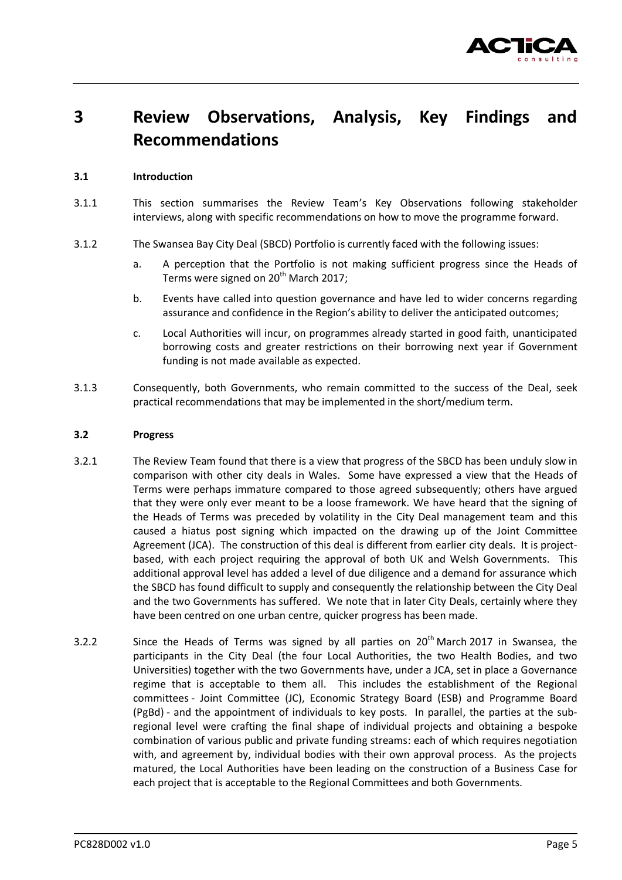# 3 Review Observations, Analysis, Key Findings and Recommendations

### 3.1 Introduction

3.1.1 This section summarises the Review Team's Key Observations following stakeholder interviews, along with specific recommendations on how to move the programme forward.

3.1.2 The Swansea Bay City Deal (SBCD) Portfolio is currently faced with the following issues:

a. A perception that the Portfolio is not making sufficient progress since the Heads of Terms were signed on 20th March 2017;

b. Events have called into question governance and have led to wider concerns regarding assurance and confidence in the Region's ability to deliver the anticipated outcomes;

c. Local Authorities will incur, on programmes already started in good faith, unanticipated borrowing costs and greater restrictions on their borrowing next year if Government funding is not made available as expected.

3.1.3 Consequently, both Governments, who remain committed to the success of the Deal, seek practical recommendations that may be implemented in the short/medium term.

### 3.2 Progress

3.2.1 The Review Team found that there is a view that progress of the SBCD has been unduly slow in comparison with other city deals in Wales. Some have expressed a view that the Heads of Terms were perhaps immature compared to those agreed subsequently; others have argued that they were only ever meant to be a loose framework. We have heard that the signing of the Heads of Terms was preceded by volatility in the City Deal management team and this caused a hiatus post signing which impacted on the drawing up of the Joint Committee Agreement (JCA). The construction of this deal is different from earlier city deals. It is project-based, with each project requiring the approval of both UK and Welsh Governments. This additional approval level has added a level of due diligence and a demand for assurance which the SBCD has found difficult to supply and consequently the relationship between the City Deal and the two Governments has suffered. We note that in later City Deals, certainly where they have been centred on one urban centre, quicker progress has been made.

3.2.2 Since the Heads of Terms was signed by all parties on 20th March 2017 in Swansea, the participants in the City Deal (the four Local Authorities, the two Health Bodies, and two Universities) together with the two Governments have, under a JCA, set in place a Governance regime that is acceptable to them all. This includes the establishment of the Regional committees - Joint Committee (JC), Economic Strategy Board (ESB) and Programme Board (PgBd) - and the appointment of individuals to key posts. In parallel, the parties at the sub-regional level were crafting the final shape of individual projects and obtaining a bespoke combination of various public and private funding streams: each of which requires negotiation with, and agreement by, individual bodies with their own approval process. As the projects matured, the Local Authorities have been leading on the construction of a Business Case for each project that is acceptable to the Regional Committees and both Governments.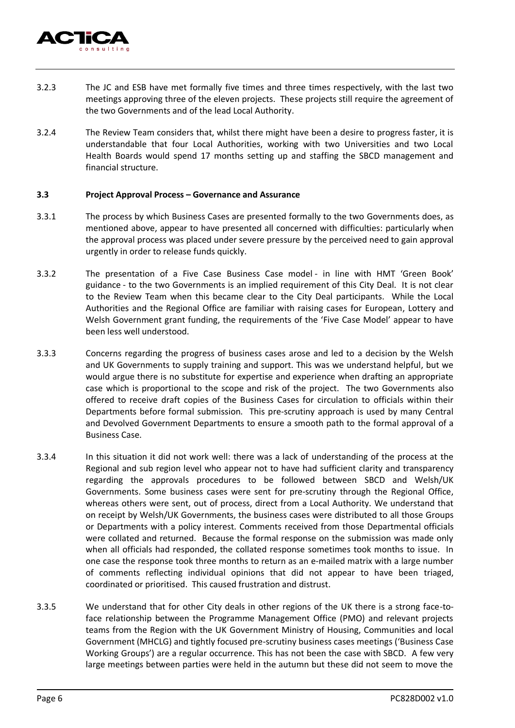3.2.3 The JC and ESB have met formally five times and three times respectively, with the last two meetings approving three of the eleven projects. These projects still require the agreement of the two Governments and of the lead Local Authority.

3.2.4 The Review Team considers that, whilst there might have been a desire to progress faster, it is understandable that four Local Authorities, working with two Universities and two Local Health Boards would spend 17 months setting up and staffing the SBCD management and financial structure.

**3.3 Project Approval Process – Governance and Assurance**

3.3.1 The process by which Business Cases are presented formally to the two Governments does, as mentioned above, appear to have presented all concerned with difficulties: particularly when the approval process was placed under severe pressure by the perceived need to gain approval urgently in order to release funds quickly.

3.3.2 The presentation of a Five Case Business Case model - in line with HMT 'Green Book' guidance - to the two Governments is an implied requirement of this City Deal. It is not clear to the Review Team when this became clear to the City Deal participants. While the Local Authorities and the Regional Office are familiar with raising cases for European, Lottery and Welsh Government grant funding, the requirements of the 'Five Case Model' appear to have been less well understood.

3.3.3 Concerns regarding the progress of business cases arose and led to a decision by the Welsh and UK Governments to supply training and support. This was we understand helpful, but we would argue there is no substitute for expertise and experience when drafting an appropriate case which is proportional to the scope and risk of the project. The two Governments also offered to receive draft copies of the Business Cases for circulation to officials within their Departments before formal submission. This pre-scrutiny approach is used by many Central and Devolved Government Departments to ensure a smooth path to the formal approval of a Business Case.

3.3.4 In this situation it did not work well: there was a lack of understanding of the process at the Regional and sub region level who appear not to have had sufficient clarity and transparency regarding the approvals procedures to be followed between SBCD and Welsh/UK Governments. Some business cases were sent for pre-scrutiny through the Regional Office, whereas others were sent, out of process, direct from a Local Authority. We understand that on receipt by Welsh/UK Governments, the business cases were distributed to all those Groups or Departments with a policy interest. Comments received from those Departmental officials were collated and returned. Because the formal response on the submission was made only when all officials had responded, the collated response sometimes took months to issue. In one case the response took three months to return as an e-mailed matrix with a large number of comments reflecting individual opinions that did not appear to have been triaged, coordinated or prioritised. This caused frustration and distrust.

3.3.5 We understand that for other City deals in other regions of the UK there is a strong face-to-face relationship between the Programme Management Office (PMO) and relevant projects teams from the Region with the UK Government Ministry of Housing, Communities and local Government (MHCLG) and tightly focused pre-scrutiny business cases meetings ('Business Case Working Groups') are a regular occurrence. This has not been the case with SBCD. A few very large meetings between parties were held in the autumn but these did not seem to move the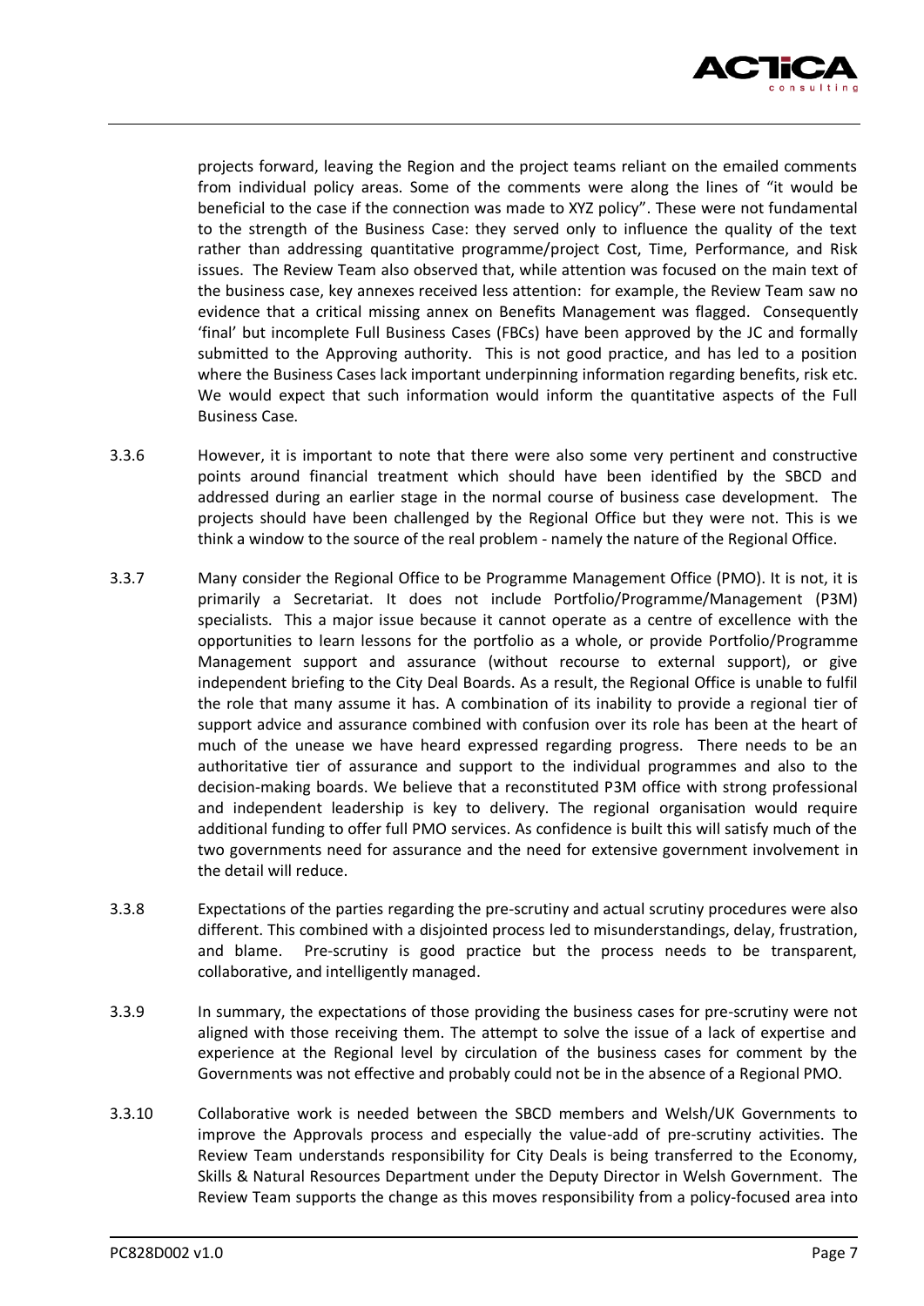projects forward, leaving the Region and the project teams reliant on the emailed comments from individual policy areas. Some of the comments were along the lines of "it would be beneficial to the case if the connection was made to XYZ policy". These were not fundamental to the strength of the Business Case: they served only to influence the quality of the text rather than addressing quantitative programme/project Cost, Time, Performance, and Risk issues. The Review Team also observed that, while attention was focused on the main text of the business case, key annexes received less attention: for example, the Review Team saw no evidence that a critical missing annex on Benefits Management was flagged. Consequently 'final' but incomplete Full Business Cases (FBCs) have been approved by the JC and formally submitted to the Approving authority. This is not good practice, and has led to a position where the Business Cases lack important underpinning information regarding benefits, risk etc. We would expect that such information would inform the quantitative aspects of the Full Business Case.

3.3.6 However, it is important to note that there were also some very pertinent and constructive points around financial treatment which should have been identified by the SBCD and addressed during an earlier stage in the normal course of business case development. The projects should have been challenged by the Regional Office but they were not. This is we think a window to the source of the real problem - namely the nature of the Regional Office.

3.3.7 Many consider the Regional Office to be Programme Management Office (PMO). It is not, it is primarily a Secretariat. It does not include Portfolio/Programme/Management (P3M) specialists. This a major issue because it cannot operate as a centre of excellence with the opportunities to learn lessons for the portfolio as a whole, or provide Portfolio/Programme Management support and assurance (without recourse to external support), or give independent briefing to the City Deal Boards. As a result, the Regional Office is unable to fulfil the role that many assume it has. A combination of its inability to provide a regional tier of support advice and assurance combined with confusion over its role has been at the heart of much of the unease we have heard expressed regarding progress. There needs to be an authoritative tier of assurance and support to the individual programmes and also to the decision-making boards. We believe that a reconstituted P3M office with strong professional and independent leadership is key to delivery. The regional organisation would require additional funding to offer full PMO services. As confidence is built this will satisfy much of the two governments need for assurance and the need for extensive government involvement in the detail will reduce.

3.3.8 Expectations of the parties regarding the pre-scrutiny and actual scrutiny procedures were also different. This combined with a disjointed process led to misunderstandings, delay, frustration, and blame. Pre-scrutiny is good practice but the process needs to be transparent, collaborative, and intelligently managed.

3.3.9 In summary, the expectations of those providing the business cases for pre-scrutiny were not aligned with those receiving them. The attempt to solve the issue of a lack of expertise and experience at the Regional level by circulation of the business cases for comment by the Governments was not effective and probably could not be in the absence of a Regional PMO.

3.3.10 Collaborative work is needed between the SBCD members and Welsh/UK Governments to improve the Approvals process and especially the value-add of pre-scrutiny activities. The Review Team understands responsibility for City Deals is being transferred to the Economy, Skills & Natural Resources Department under the Deputy Director in Welsh Government. The Review Team supports the change as this moves responsibility from a policy-focused area into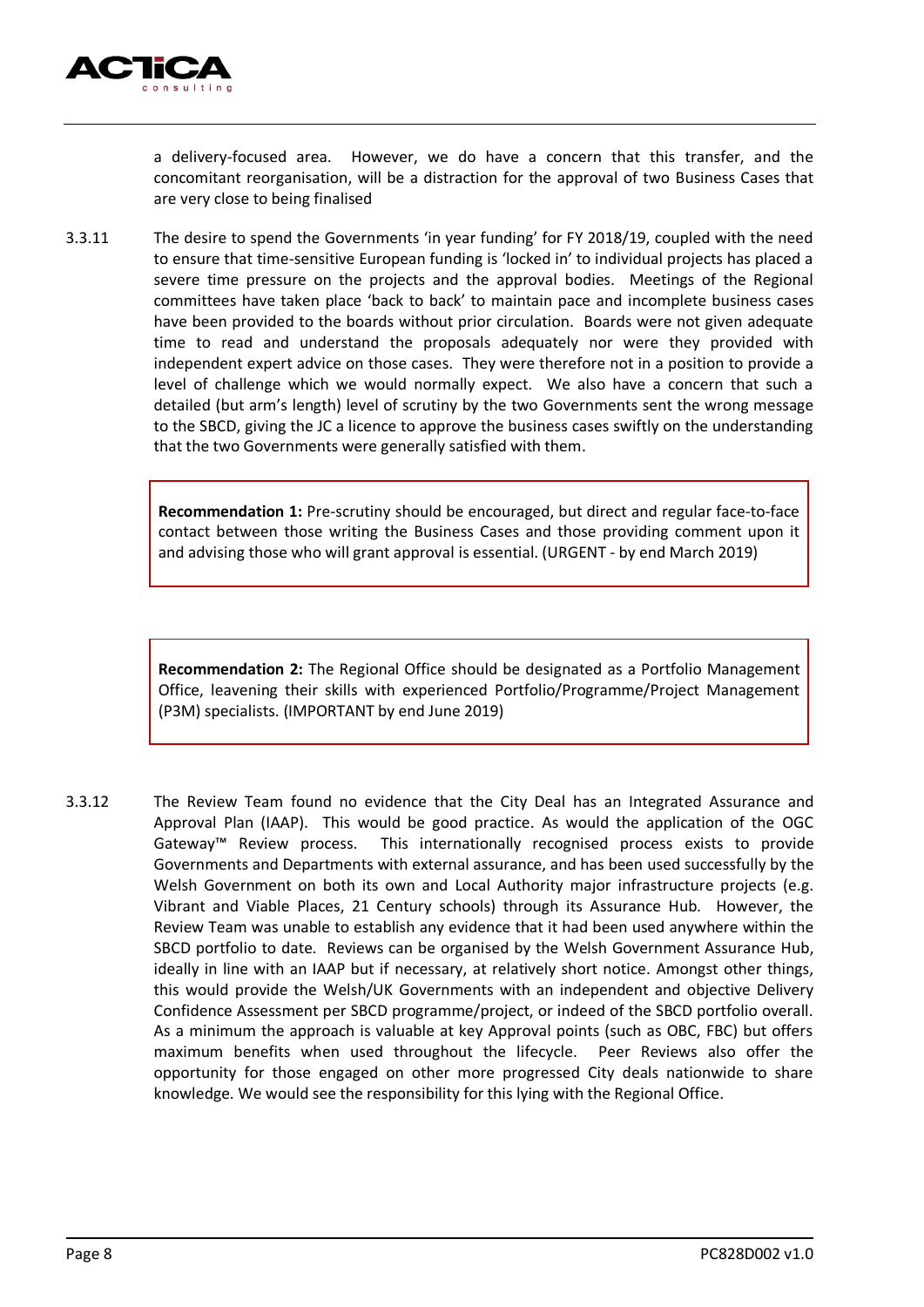a delivery-focused area. However, we do have a concern that this transfer, and the concomitant reorganisation, will be a distraction for the approval of two Business Cases that are very close to being finalised

3.3.11 The desire to spend the Governments 'in year funding' for FY 2018/19, coupled with the need to ensure that time-sensitive European funding is 'locked in' to individual projects has placed a severe time pressure on the projects and the approval bodies. Meetings of the Regional committees have taken place 'back to back' to maintain pace and incomplete business cases have been provided to the boards without prior circulation. Boards were not given adequate time to read and understand the proposals adequately nor were they provided with independent expert advice on those cases. They were therefore not in a position to provide a level of challenge which we would normally expect. We also have a concern that such a detailed (but arm's length) level of scrutiny by the two Governments sent the wrong message to the SBCD, giving the JC a licence to approve the business cases swiftly on the understanding that the two Governments were generally satisfied with them.

> **Recommendation 1:** Pre-scrutiny should be encouraged, but direct and regular face-to-face contact between those writing the Business Cases and those providing comment upon it and advising those who will grant approval is essential. (URGENT - by end March 2019)

> **Recommendation 2:** The Regional Office should be designated as a Portfolio Management Office, leavening their skills with experienced Portfolio/Programme/Project Management (P3M) specialists. (IMPORTANT by end June 2019)

3.3.12 The Review Team found no evidence that the City Deal has an Integrated Assurance and Approval Plan (IAAP). This would be good practice. As would the application of the OGC Gateway™ Review process. This internationally recognised process exists to provide Governments and Departments with external assurance, and has been used successfully by the Welsh Government on both its own and Local Authority major infrastructure projects (e.g. Vibrant and Viable Places, 21 Century schools) through its Assurance Hub. However, the Review Team was unable to establish any evidence that it had been used anywhere within the SBCD portfolio to date. Reviews can be organised by the Welsh Government Assurance Hub, ideally in line with an IAAP but if necessary, at relatively short notice. Amongst other things, this would provide the Welsh/UK Governments with an independent and objective Delivery Confidence Assessment per SBCD programme/project, or indeed of the SBCD portfolio overall. As a minimum the approach is valuable at key Approval points (such as OBC, FBC) but offers maximum benefits when used throughout the lifecycle. Peer Reviews also offer the opportunity for those engaged on other more progressed City deals nationwide to share knowledge. We would see the responsibility for this lying with the Regional Office.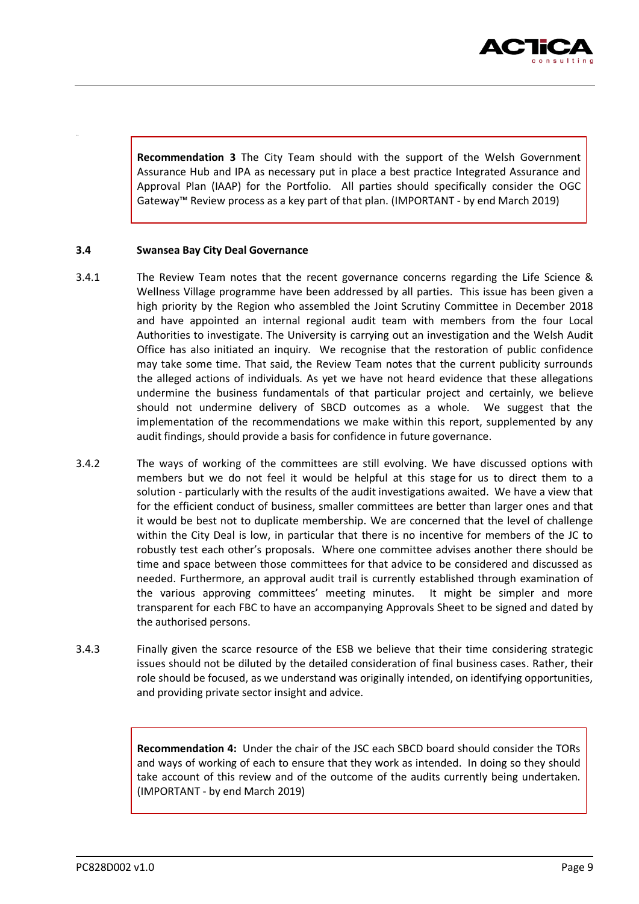> **Recommendation 3** The City Team should with the support of the Welsh Government Assurance Hub and IPA as necessary put in place a best practice Integrated Assurance and Approval Plan (IAAP) for the Portfolio. All parties should specifically consider the OGC Gateway™ Review process as a key part of that plan. (IMPORTANT - by end March 2019)

### 3.4 Swansea Bay City Deal Governance

3.4.1 The Review Team notes that the recent governance concerns regarding the Life Science & Wellness Village programme have been addressed by all parties. This issue has been given a high priority by the Region who assembled the Joint Scrutiny Committee in December 2018 and have appointed an internal regional audit team with members from the four Local Authorities to investigate. The University is carrying out an investigation and the Welsh Audit Office has also initiated an inquiry. We recognise that the restoration of public confidence may take some time. That said, the Review Team notes that the current publicity surrounds the alleged actions of individuals. As yet we have not heard evidence that these allegations undermine the business fundamentals of that particular project and certainly, we believe should not undermine delivery of SBCD outcomes as a whole. We suggest that the implementation of the recommendations we make within this report, supplemented by any audit findings, should provide a basis for confidence in future governance.

3.4.2 The ways of working of the committees are still evolving. We have discussed options with members but we do not feel it would be helpful at this stage for us to direct them to a solution - particularly with the results of the audit investigations awaited. We have a view that for the efficient conduct of business, smaller committees are better than larger ones and that it would be best not to duplicate membership. We are concerned that the level of challenge within the City Deal is low, in particular that there is no incentive for members of the JC to robustly test each other's proposals. Where one committee advises another there should be time and space between those committees for that advice to be considered and discussed as needed. Furthermore, an approval audit trail is currently established through examination of the various approving committees' meeting minutes. It might be simpler and more transparent for each FBC to have an accompanying Approvals Sheet to be signed and dated by the authorised persons.

3.4.3 Finally given the scarce resource of the ESB we believe that their time considering strategic issues should not be diluted by the detailed consideration of final business cases. Rather, their role should be focused, as we understand was originally intended, on identifying opportunities, and providing private sector insight and advice.

> **Recommendation 4:** Under the chair of the JSC each SBCD board should consider the TORs and ways of working of each to ensure that they work as intended. In doing so they should take account of this review and of the outcome of the audits currently being undertaken. (IMPORTANT - by end March 2019)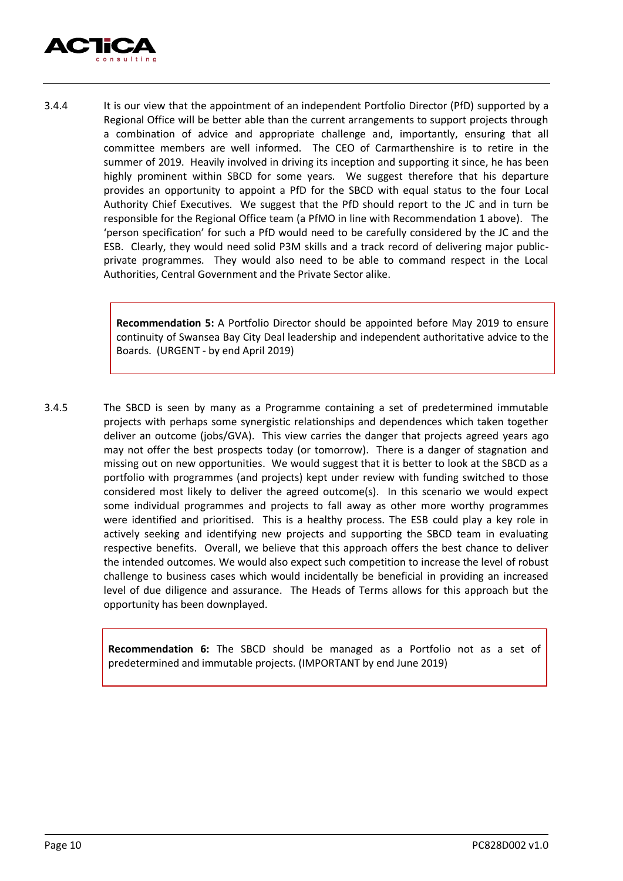3.4.4 It is our view that the appointment of an independent Portfolio Director (PfD) supported by a Regional Office will be better able than the current arrangements to support projects through a combination of advice and appropriate challenge and, importantly, ensuring that all committee members are well informed. The CEO of Carmarthenshire is to retire in the summer of 2019. Heavily involved in driving its inception and supporting it since, he has been highly prominent within SBCD for some years. We suggest therefore that his departure provides an opportunity to appoint a PfD for the SBCD with equal status to the four Local Authority Chief Executives. We suggest that the PfD should report to the JC and in turn be responsible for the Regional Office team (a PfMO in line with Recommendation 1 above). The 'person specification' for such a PfD would need to be carefully considered by the JC and the ESB. Clearly, they would need solid P3M skills and a track record of delivering major public-private programmes. They would also need to be able to command respect in the Local Authorities, Central Government and the Private Sector alike.

> **Recommendation 5:** A Portfolio Director should be appointed before May 2019 to ensure continuity of Swansea Bay City Deal leadership and independent authoritative advice to the Boards. (URGENT - by end April 2019)

3.4.5 The SBCD is seen by many as a Programme containing a set of predetermined immutable projects with perhaps some synergistic relationships and dependences which taken together deliver an outcome (jobs/GVA). This view carries the danger that projects agreed years ago may not offer the best prospects today (or tomorrow). There is a danger of stagnation and missing out on new opportunities. We would suggest that it is better to look at the SBCD as a portfolio with programmes (and projects) kept under review with funding switched to those considered most likely to deliver the agreed outcome(s). In this scenario we would expect some individual programmes and projects to fall away as other more worthy programmes were identified and prioritised. This is a healthy process. The ESB could play a key role in actively seeking and identifying new projects and supporting the SBCD team in evaluating respective benefits. Overall, we believe that this approach offers the best chance to deliver the intended outcomes. We would also expect such competition to increase the level of robust challenge to business cases which would incidentally be beneficial in providing an increased level of due diligence and assurance. The Heads of Terms allows for this approach but the opportunity has been downplayed.

> **Recommendation 6:** The SBCD should be managed as a Portfolio not as a set of predetermined and immutable projects. (IMPORTANT by end June 2019)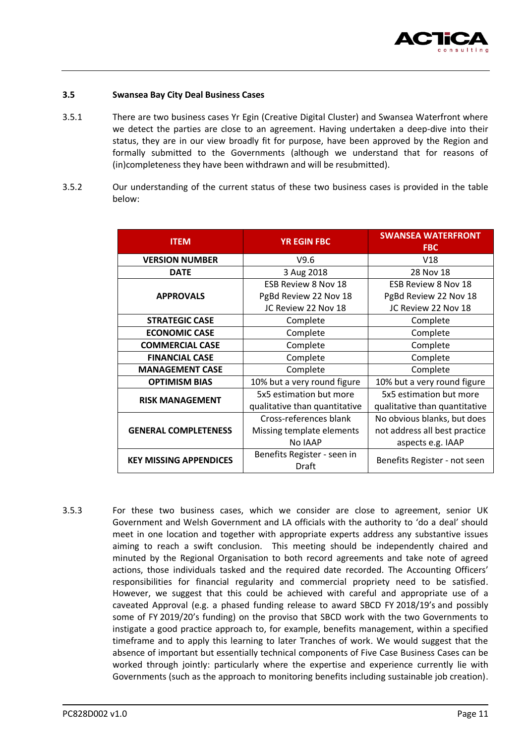### 3.5 Swansea Bay City Deal Business Cases

3.5.1 There are two business cases Yr Egin (Creative Digital Cluster) and Swansea Waterfront where we detect the parties are close to an agreement. Having undertaken a deep-dive into their status, they are in our view broadly fit for purpose, have been approved by the Region and formally submitted to the Governments (although we understand that for reasons of (in)completeness they have been withdrawn and will be resubmitted).

3.5.2 Our understanding of the current status of these two business cases is provided in the table below:

| ITEM | YR EGIN FBC | SWANSEA WATERFRONT FBC |
|---|---|---|
| VERSION NUMBER | V9.6 | V18 |
| DATE | 3 Aug 2018 | 28 Nov 18 |
| APPROVALS | ESB Review 8 Nov 18<br>PgBd Review 22 Nov 18<br>JC Review 22 Nov 18 | ESB Review 8 Nov 18<br>PgBd Review 22 Nov 18<br>JC Review 22 Nov 18 |
| STRATEGIC CASE | Complete | Complete |
| ECONOMIC CASE | Complete | Complete |
| COMMERCIAL CASE | Complete | Complete |
| FINANCIAL CASE | Complete | Complete |
| MANAGEMENT CASE | Complete | Complete |
| OPTIMISM BIAS | 10% but a very round figure | 10% but a very round figure |
| RISK MANAGEMENT | 5x5 estimation but more qualitative than quantitative | 5x5 estimation but more qualitative than quantitative |
| GENERAL COMPLETENESS | Cross-references blank<br>Missing template elements<br>No IAAP | No obvious blanks, but does not address all best practice aspects e.g. IAAP |
| KEY MISSING APPENDICES | Benefits Register - seen in Draft | Benefits Register - not seen |

3.5.3 For these two business cases, which we consider are close to agreement, senior UK Government and Welsh Government and LA officials with the authority to 'do a deal' should meet in one location and together with appropriate experts address any substantive issues aiming to reach a swift conclusion. This meeting should be independently chaired and minuted by the Regional Organisation to both record agreements and take note of agreed actions, those individuals tasked and the required date recorded. The Accounting Officers' responsibilities for financial regularity and commercial propriety need to be satisfied. However, we suggest that this could be achieved with careful and appropriate use of a caveated Approval (e.g. a phased funding release to award SBCD FY 2018/19's and possibly some of FY 2019/20's funding) on the proviso that SBCD work with the two Governments to instigate a good practice approach to, for example, benefits management, within a specified timeframe and to apply this learning to later Tranches of work. We would suggest that the absence of important but essentially technical components of Five Case Business Cases can be worked through jointly: particularly where the expertise and experience currently lie with Governments (such as the approach to monitoring benefits including sustainable job creation).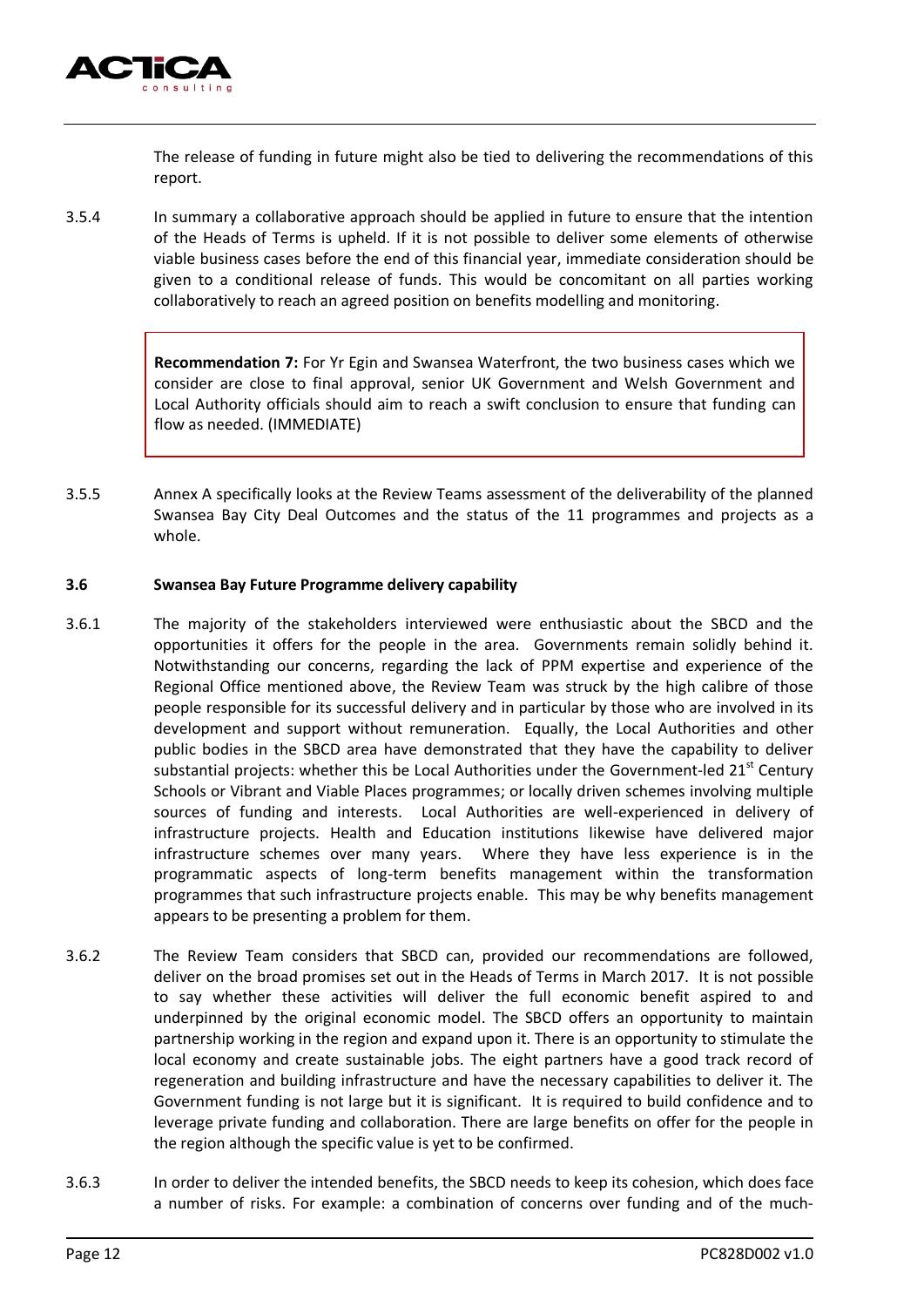The release of funding in future might also be tied to delivering the recommendations of this report.

3.5.4 In summary a collaborative approach should be applied in future to ensure that the intention of the Heads of Terms is upheld. If it is not possible to deliver some elements of otherwise viable business cases before the end of this financial year, immediate consideration should be given to a conditional release of funds. This would be concomitant on all parties working collaboratively to reach an agreed position on benefits modelling and monitoring.

> **Recommendation 7:** For Yr Egin and Swansea Waterfront, the two business cases which we consider are close to final approval, senior UK Government and Welsh Government and Local Authority officials should aim to reach a swift conclusion to ensure that funding can flow as needed. (IMMEDIATE)

3.5.5 Annex A specifically looks at the Review Teams assessment of the deliverability of the planned Swansea Bay City Deal Outcomes and the status of the 11 programmes and projects as a whole.

### 3.6 Swansea Bay Future Programme delivery capability

3.6.1 The majority of the stakeholders interviewed were enthusiastic about the SBCD and the opportunities it offers for the people in the area. Governments remain solidly behind it. Notwithstanding our concerns, regarding the lack of PPM expertise and experience of the Regional Office mentioned above, the Review Team was struck by the high calibre of those people responsible for its successful delivery and in particular by those who are involved in its development and support without remuneration. Equally, the Local Authorities and other public bodies in the SBCD area have demonstrated that they have the capability to deliver substantial projects: whether this be Local Authorities under the Government-led 21st Century Schools or Vibrant and Viable Places programmes; or locally driven schemes involving multiple sources of funding and interests. Local Authorities are well-experienced in delivery of infrastructure projects. Health and Education institutions likewise have delivered major infrastructure schemes over many years. Where they have less experience is in the programmatic aspects of long-term benefits management within the transformation programmes that such infrastructure projects enable. This may be why benefits management appears to be presenting a problem for them.

3.6.2 The Review Team considers that SBCD can, provided our recommendations are followed, deliver on the broad promises set out in the Heads of Terms in March 2017. It is not possible to say whether these activities will deliver the full economic benefit aspired to and underpinned by the original economic model. The SBCD offers an opportunity to maintain partnership working in the region and expand upon it. There is an opportunity to stimulate the local economy and create sustainable jobs. The eight partners have a good track record of regeneration and building infrastructure and have the necessary capabilities to deliver it. The Government funding is not large but it is significant. It is required to build confidence and to leverage private funding and collaboration. There are large benefits on offer for the people in the region although the specific value is yet to be confirmed.

3.6.3 In order to deliver the intended benefits, the SBCD needs to keep its cohesion, which does face a number of risks. For example: a combination of concerns over funding and of the much-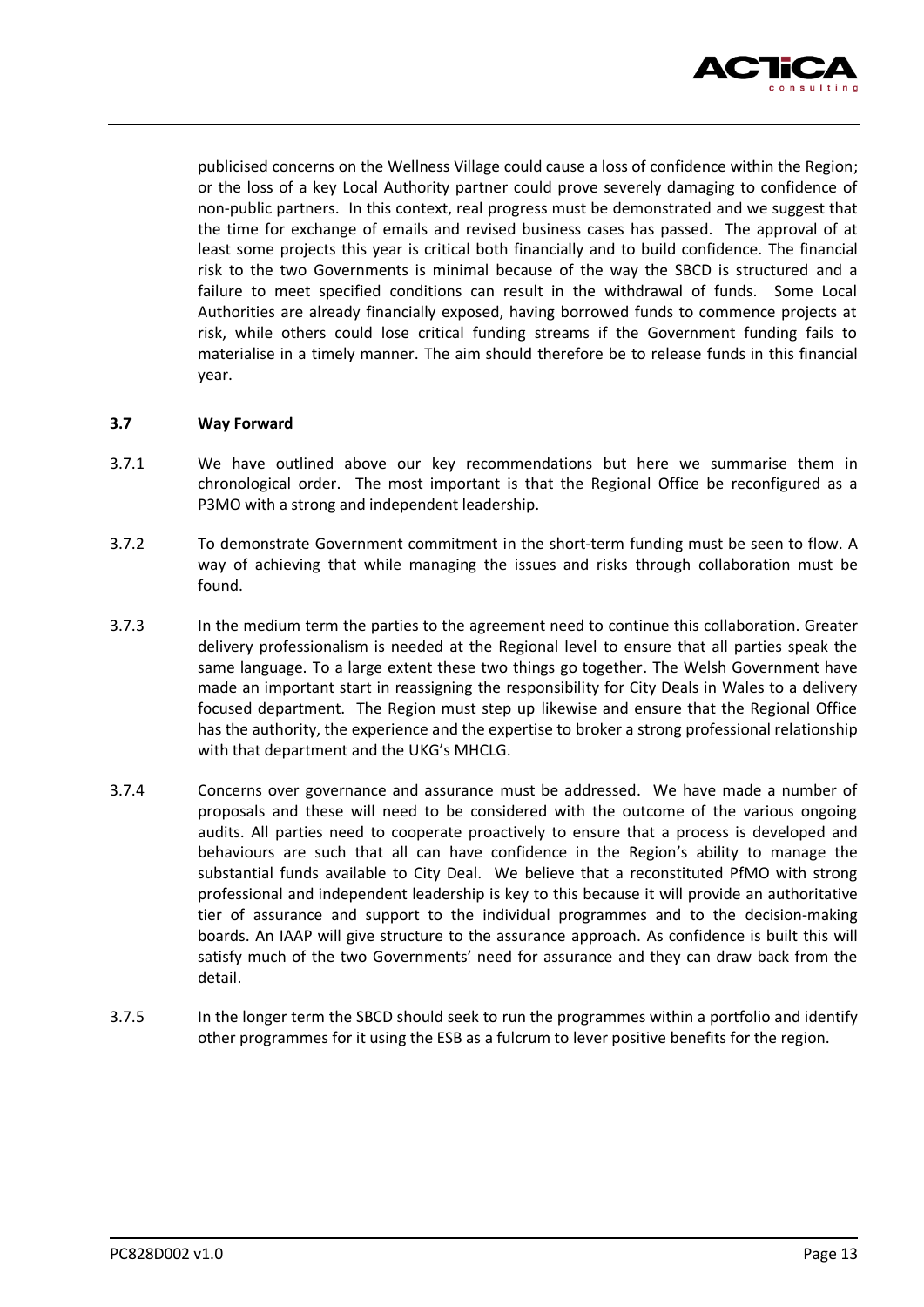publicised concerns on the Wellness Village could cause a loss of confidence within the Region; or the loss of a key Local Authority partner could prove severely damaging to confidence of non-public partners. In this context, real progress must be demonstrated and we suggest that the time for exchange of emails and revised business cases has passed. The approval of at least some projects this year is critical both financially and to build confidence. The financial risk to the two Governments is minimal because of the way the SBCD is structured and a failure to meet specified conditions can result in the withdrawal of funds. Some Local Authorities are already financially exposed, having borrowed funds to commence projects at risk, while others could lose critical funding streams if the Government funding fails to materialise in a timely manner. The aim should therefore be to release funds in this financial year.

### 3.7 Way Forward

3.7.1 We have outlined above our key recommendations but here we summarise them in chronological order. The most important is that the Regional Office be reconfigured as a P3MO with a strong and independent leadership.

3.7.2 To demonstrate Government commitment in the short-term funding must be seen to flow. A way of achieving that while managing the issues and risks through collaboration must be found.

3.7.3 In the medium term the parties to the agreement need to continue this collaboration. Greater delivery professionalism is needed at the Regional level to ensure that all parties speak the same language. To a large extent these two things go together. The Welsh Government have made an important start in reassigning the responsibility for City Deals in Wales to a delivery focused department. The Region must step up likewise and ensure that the Regional Office has the authority, the experience and the expertise to broker a strong professional relationship with that department and the UKG's MHCLG.

3.7.4 Concerns over governance and assurance must be addressed. We have made a number of proposals and these will need to be considered with the outcome of the various ongoing audits. All parties need to cooperate proactively to ensure that a process is developed and behaviours are such that all can have confidence in the Region's ability to manage the substantial funds available to City Deal. We believe that a reconstituted PfMO with strong professional and independent leadership is key to this because it will provide an authoritative tier of assurance and support to the individual programmes and to the decision-making boards. An IAAP will give structure to the assurance approach. As confidence is built this will satisfy much of the two Governments' need for assurance and they can draw back from the detail.

3.7.5 In the longer term the SBCD should seek to run the programmes within a portfolio and identify other programmes for it using the ESB as a fulcrum to lever positive benefits for the region.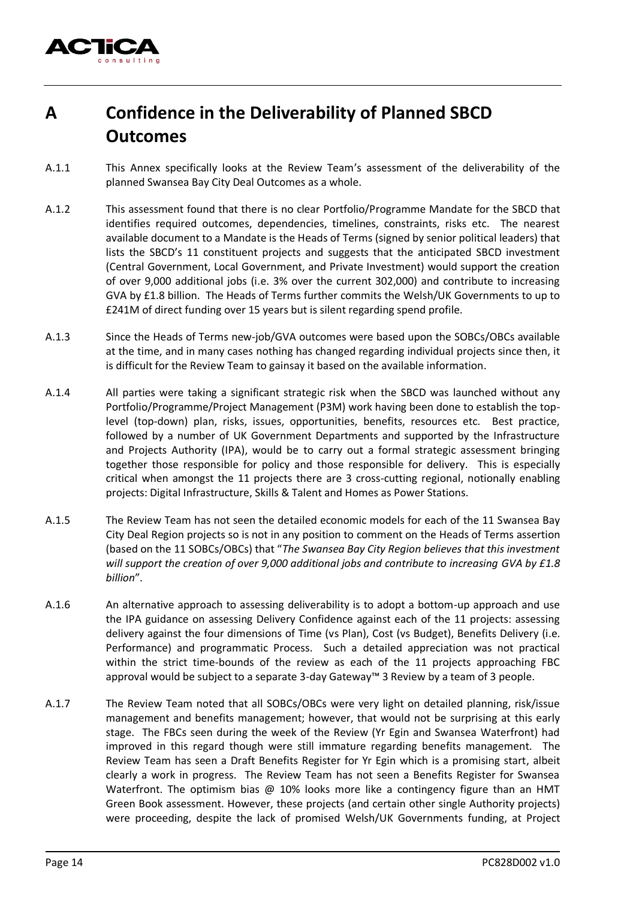# A Confidence in the Deliverability of Planned SBCD Outcomes

A.1.1 This Annex specifically looks at the Review Team's assessment of the deliverability of the planned Swansea Bay City Deal Outcomes as a whole.

A.1.2 This assessment found that there is no clear Portfolio/Programme Mandate for the SBCD that identifies required outcomes, dependencies, timelines, constraints, risks etc. The nearest available document to a Mandate is the Heads of Terms (signed by senior political leaders) that lists the SBCD's 11 constituent projects and suggests that the anticipated SBCD investment (Central Government, Local Government, and Private Investment) would support the creation of over 9,000 additional jobs (i.e. 3% over the current 302,000) and contribute to increasing GVA by £1.8 billion. The Heads of Terms further commits the Welsh/UK Governments to up to £241M of direct funding over 15 years but is silent regarding spend profile.

A.1.3 Since the Heads of Terms new-job/GVA outcomes were based upon the SOBCs/OBCs available at the time, and in many cases nothing has changed regarding individual projects since then, it is difficult for the Review Team to gainsay it based on the available information.

A.1.4 All parties were taking a significant strategic risk when the SBCD was launched without any Portfolio/Programme/Project Management (P3M) work having been done to establish the top-level (top-down) plan, risks, issues, opportunities, benefits, resources etc. Best practice, followed by a number of UK Government Departments and supported by the Infrastructure and Projects Authority (IPA), would be to carry out a formal strategic assessment bringing together those responsible for policy and those responsible for delivery. This is especially critical when amongst the 11 projects there are 3 cross-cutting regional, notionally enabling projects: Digital Infrastructure, Skills & Talent and Homes as Power Stations.

A.1.5 The Review Team has not seen the detailed economic models for each of the 11 Swansea Bay City Deal Region projects so is not in any position to comment on the Heads of Terms assertion (based on the 11 SOBCs/OBCs) that "*The Swansea Bay City Region believes that this investment will support the creation of over 9,000 additional jobs and contribute to increasing GVA by £1.8 billion*".

A.1.6 An alternative approach to assessing deliverability is to adopt a bottom-up approach and use the IPA guidance on assessing Delivery Confidence against each of the 11 projects: assessing delivery against the four dimensions of Time (vs Plan), Cost (vs Budget), Benefits Delivery (i.e. Performance) and programmatic Process. Such a detailed appreciation was not practical within the strict time-bounds of the review as each of the 11 projects approaching FBC approval would be subject to a separate 3-day Gateway™ 3 Review by a team of 3 people.

A.1.7 The Review Team noted that all SOBCs/OBCs were very light on detailed planning, risk/issue management and benefits management; however, that would not be surprising at this early stage. The FBCs seen during the week of the Review (Yr Egin and Swansea Waterfront) had improved in this regard though were still immature regarding benefits management. The Review Team has seen a Draft Benefits Register for Yr Egin which is a promising start, albeit clearly a work in progress. The Review Team has not seen a Benefits Register for Swansea Waterfront. The optimism bias @ 10% looks more like a contingency figure than an HMT Green Book assessment. However, these projects (and certain other single Authority projects) were proceeding, despite the lack of promised Welsh/UK Governments funding, at Project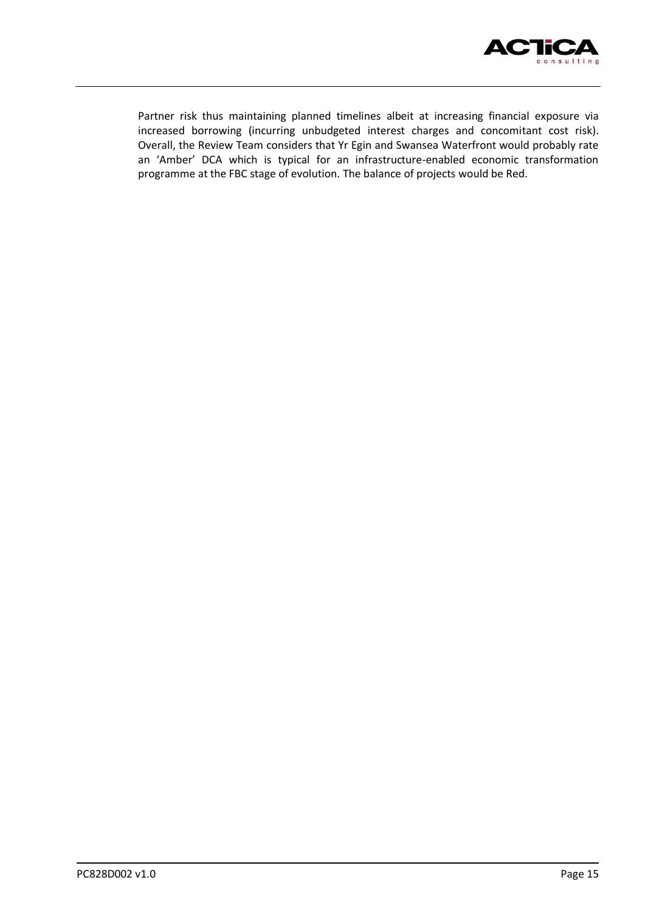Partner risk thus maintaining planned timelines albeit at increasing financial exposure via increased borrowing (incurring unbudgeted interest charges and concomitant cost risk). Overall, the Review Team considers that Yr Egin and Swansea Waterfront would probably rate an 'Amber' DCA which is typical for an infrastructure-enabled economic transformation programme at the FBC stage of evolution. The balance of projects would be Red.